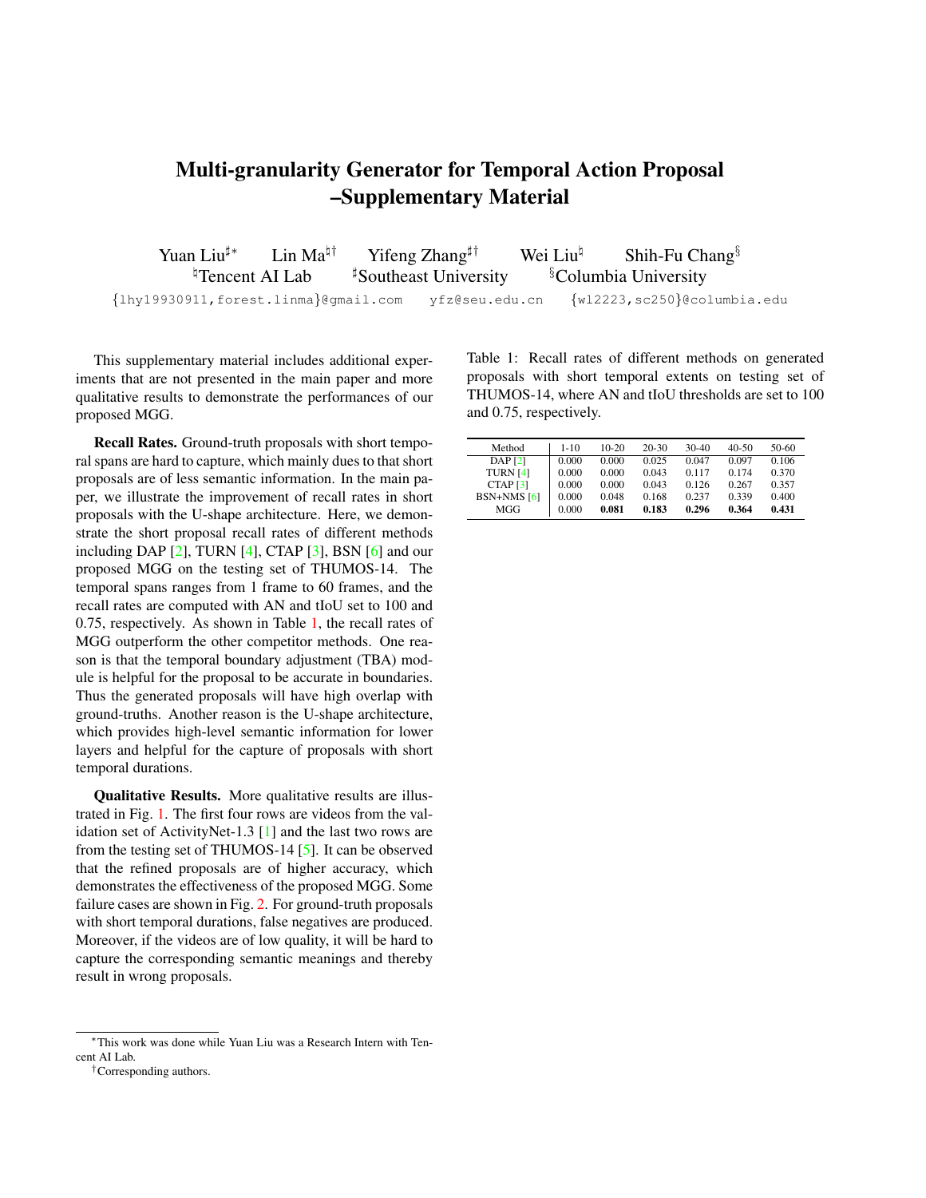# Multi-granularity Generator for Temporal Action Proposal –Supplementary Material

Yuan Liu[♯*] Lin Ma[♮†] Yifeng Zhang[♯†] Wei Liu[♮] Shih-Fu Chang[§]

[♮]Tencent AI Lab [♯]Southeast University [§]Columbia University

{lhy19930911,forest.linma}@gmail.com yfz@seu.edu.cn {wl2223,sc250}@columbia.edu

This supplementary material includes additional experiments that are not presented in the main paper and more qualitative results to demonstrate the performances of our proposed MGG.

**Recall Rates.** Ground-truth proposals with short temporal spans are hard to capture, which mainly dues to that short proposals are of less semantic information. In the main paper, we illustrate the improvement of recall rates in short proposals with the U-shape architecture. Here, we demonstrate the short proposal recall rates of different methods including DAP [2], TURN [4], CTAP [3], BSN [6] and our proposed MGG on the testing set of THUMOS-14. The temporal spans ranges from 1 frame to 60 frames, and the recall rates are computed with AN and tIoU set to 100 and 0.75, respectively. As shown in Table 1, the recall rates of MGG outperform the other competitor methods. One reason is that the temporal boundary adjustment (TBA) module is helpful for the proposal to be accurate in boundaries. Thus the generated proposals will have high overlap with ground-truths. Another reason is the U-shape architecture, which provides high-level semantic information for lower layers and helpful for the capture of proposals with short temporal durations.

**Qualitative Results.** More qualitative results are illustrated in Fig. 1. The first four rows are videos from the validation set of ActivityNet-1.3 [1] and the last two rows are from the testing set of THUMOS-14 [5]. It can be observed that the refined proposals are of higher accuracy, which demonstrates the effectiveness of the proposed MGG. Some failure cases are shown in Fig. 2. For ground-truth proposals with short temporal durations, false negatives are produced. Moreover, if the videos are of low quality, it will be hard to capture the corresponding semantic meanings and thereby result in wrong proposals.

Table 1: Recall rates of different methods on generated proposals with short temporal extents on testing set of THUMOS-14, where AN and tIoU thresholds are set to 100 and 0.75, respectively.

| Method | 1-10 | 10-20 | 20-30 | 30-40 | 40-50 | 50-60 |
|---|---|---|---|---|---|---|
| DAP [2] | 0.000 | 0.000 | 0.025 | 0.047 | 0.097 | 0.106 |
| TURN [4] | 0.000 | 0.000 | 0.043 | 0.117 | 0.174 | 0.370 |
| CTAP [3] | 0.000 | 0.000 | 0.043 | 0.126 | 0.267 | 0.357 |
| BSN+NMS [6] | 0.000 | 0.048 | 0.168 | 0.237 | 0.339 | 0.400 |
| MGG | 0.000 | **0.081** | **0.183** | **0.296** | **0.364** | **0.431** |

*This work was done while Yuan Liu was a Research Intern with Tencent AI Lab.

†Corresponding authors.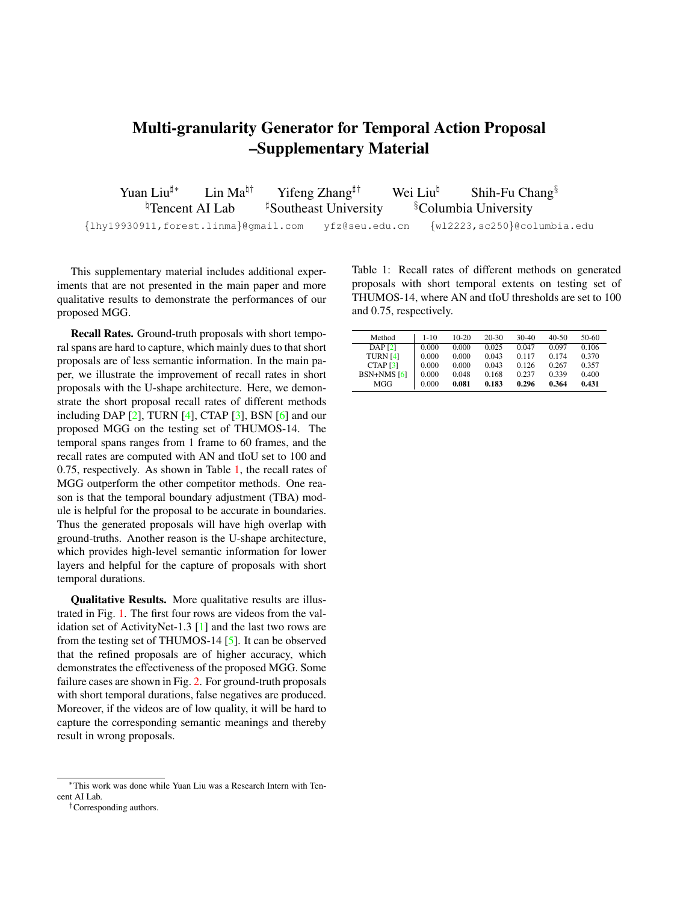# Multi-granularity Generator for Temporal Action Proposal –Supplementary Material

Yuan Liu[♯*] Lin Ma[♮†] Yifeng Zhang[♯†] Wei Liu[♮] Shih-Fu Chang[§]

[♮]Tencent AI Lab [♯]Southeast University [§]Columbia University

{lhy19930911,forest.linma}@gmail.com yfz@seu.edu.cn {wl2223,sc250}@columbia.edu

This supplementary material includes additional experiments that are not presented in the main paper and more qualitative results to demonstrate the performances of our proposed MGG.

**Recall Rates.** Ground-truth proposals with short temporal spans are hard to capture, which mainly dues to that short proposals are of less semantic information. In the main paper, we illustrate the improvement of recall rates in short proposals with the U-shape architecture. Here, we demonstrate the short proposal recall rates of different methods including DAP [2], TURN [4], CTAP [3], BSN [6] and our proposed MGG on the testing set of THUMOS-14. The temporal spans ranges from 1 frame to 60 frames, and the recall rates are computed with AN and tIoU set to 100 and 0.75, respectively. As shown in Table 1, the recall rates of MGG outperform the other competitor methods. One reason is that the temporal boundary adjustment (TBA) module is helpful for the proposal to be accurate in boundaries. Thus the generated proposals will have high overlap with ground-truths. Another reason is the U-shape architecture, which provides high-level semantic information for lower layers and helpful for the capture of proposals with short temporal durations.

**Qualitative Results.** More qualitative results are illustrated in Fig. 1. The first four rows are videos from the validation set of ActivityNet-1.3 [1] and the last two rows are from the testing set of THUMOS-14 [5]. It can be observed that the refined proposals are of higher accuracy, which demonstrates the effectiveness of the proposed MGG. Some failure cases are shown in Fig. 2. For ground-truth proposals with short temporal durations, false negatives are produced. Moreover, if the videos are of low quality, it will be hard to capture the corresponding semantic meanings and thereby result in wrong proposals.

Table 1: Recall rates of different methods on generated proposals with short temporal extents on testing set of THUMOS-14, where AN and tIoU thresholds are set to 100 and 0.75, respectively.

| Method | 1-10 | 10-20 | 20-30 | 30-40 | 40-50 | 50-60 |
|---|---|---|---|---|---|---|
| DAP [2] | 0.000 | 0.000 | 0.025 | 0.047 | 0.097 | 0.106 |
| TURN [4] | 0.000 | 0.000 | 0.043 | 0.117 | 0.174 | 0.370 |
| CTAP [3] | 0.000 | 0.000 | 0.043 | 0.126 | 0.267 | 0.357 |
| BSN+NMS [6] | 0.000 | 0.048 | 0.168 | 0.237 | 0.339 | 0.400 |
| MGG | 0.000 | **0.081** | **0.183** | **0.296** | **0.364** | **0.431** |

*This work was done while Yuan Liu was a Research Intern with Tencent AI Lab.

†Corresponding authors.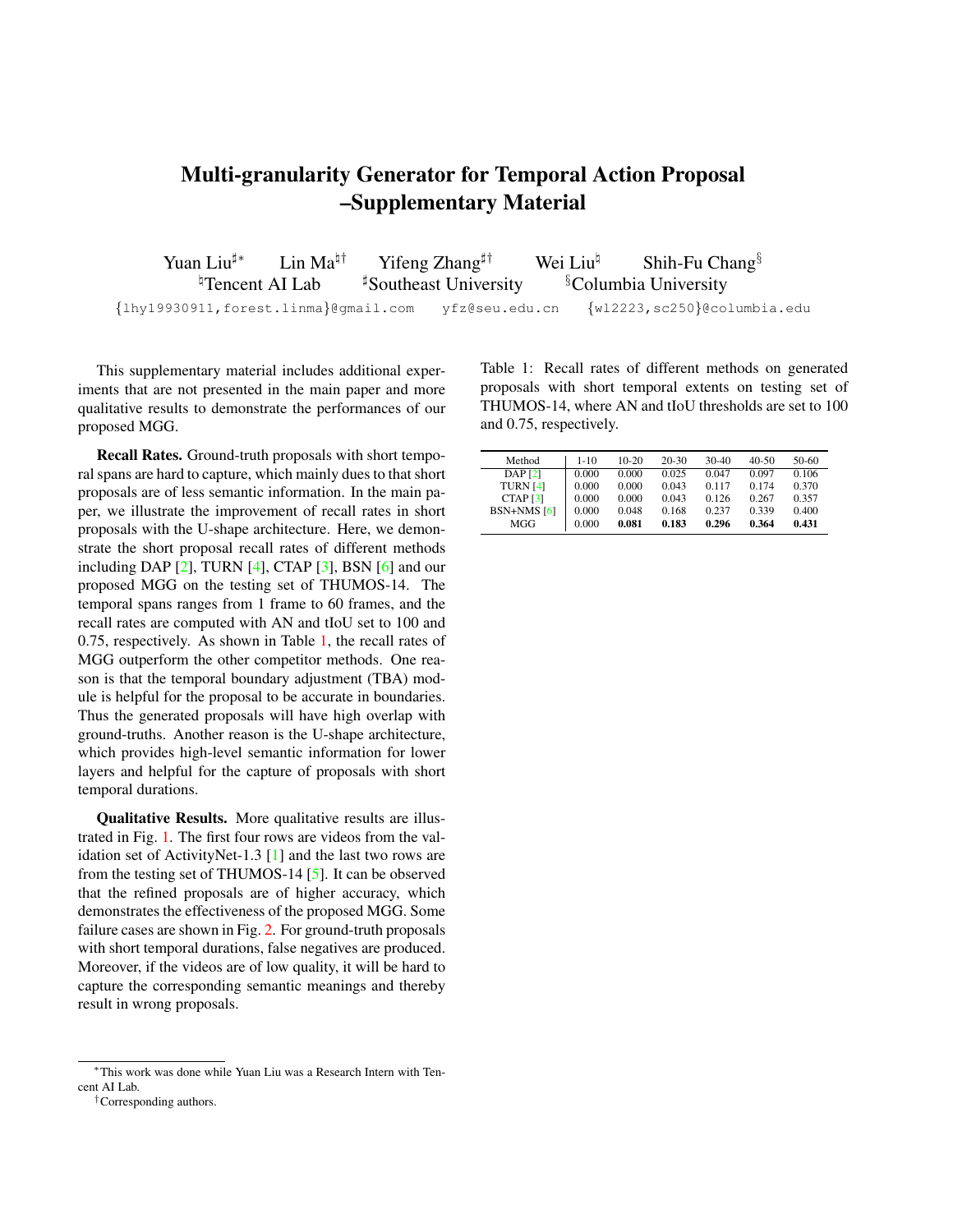# Multi-granularity Generator for Temporal Action Proposal –Supplementary Material

Yuan Liu[♯*] Lin Ma[♮†] Yifeng Zhang[♯†] Wei Liu[♮] Shih-Fu Chang[§]

[♮]Tencent AI Lab [♯]Southeast University [§]Columbia University

{lhy19930911,forest.linma}@gmail.com yfz@seu.edu.cn {wl2223,sc250}@columbia.edu

This supplementary material includes additional experiments that are not presented in the main paper and more qualitative results to demonstrate the performances of our proposed MGG.

**Recall Rates.** Ground-truth proposals with short temporal spans are hard to capture, which mainly dues to that short proposals are of less semantic information. In the main paper, we illustrate the improvement of recall rates in short proposals with the U-shape architecture. Here, we demonstrate the short proposal recall rates of different methods including DAP [2], TURN [4], CTAP [3], BSN [6] and our proposed MGG on the testing set of THUMOS-14. The temporal spans ranges from 1 frame to 60 frames, and the recall rates are computed with AN and tIoU set to 100 and 0.75, respectively. As shown in Table 1, the recall rates of MGG outperform the other competitor methods. One reason is that the temporal boundary adjustment (TBA) module is helpful for the proposal to be accurate in boundaries. Thus the generated proposals will have high overlap with ground-truths. Another reason is the U-shape architecture, which provides high-level semantic information for lower layers and helpful for the capture of proposals with short temporal durations.

**Qualitative Results.** More qualitative results are illustrated in Fig. 1. The first four rows are videos from the validation set of ActivityNet-1.3 [1] and the last two rows are from the testing set of THUMOS-14 [5]. It can be observed that the refined proposals are of higher accuracy, which demonstrates the effectiveness of the proposed MGG. Some failure cases are shown in Fig. 2. For ground-truth proposals with short temporal durations, false negatives are produced. Moreover, if the videos are of low quality, it will be hard to capture the corresponding semantic meanings and thereby result in wrong proposals.

Table 1: Recall rates of different methods on generated proposals with short temporal extents on testing set of THUMOS-14, where AN and tIoU thresholds are set to 100 and 0.75, respectively.

| Method | 1-10 | 10-20 | 20-30 | 30-40 | 40-50 | 50-60 |
|---|---|---|---|---|---|---|
| DAP [2] | 0.000 | 0.000 | 0.025 | 0.047 | 0.097 | 0.106 |
| TURN [4] | 0.000 | 0.000 | 0.043 | 0.117 | 0.174 | 0.370 |
| CTAP [3] | 0.000 | 0.000 | 0.043 | 0.126 | 0.267 | 0.357 |
| BSN+NMS [6] | 0.000 | 0.048 | 0.168 | 0.237 | 0.339 | 0.400 |
| MGG | 0.000 | **0.081** | **0.183** | **0.296** | **0.364** | **0.431** |

*This work was done while Yuan Liu was a Research Intern with Tencent AI Lab.

†Corresponding authors.